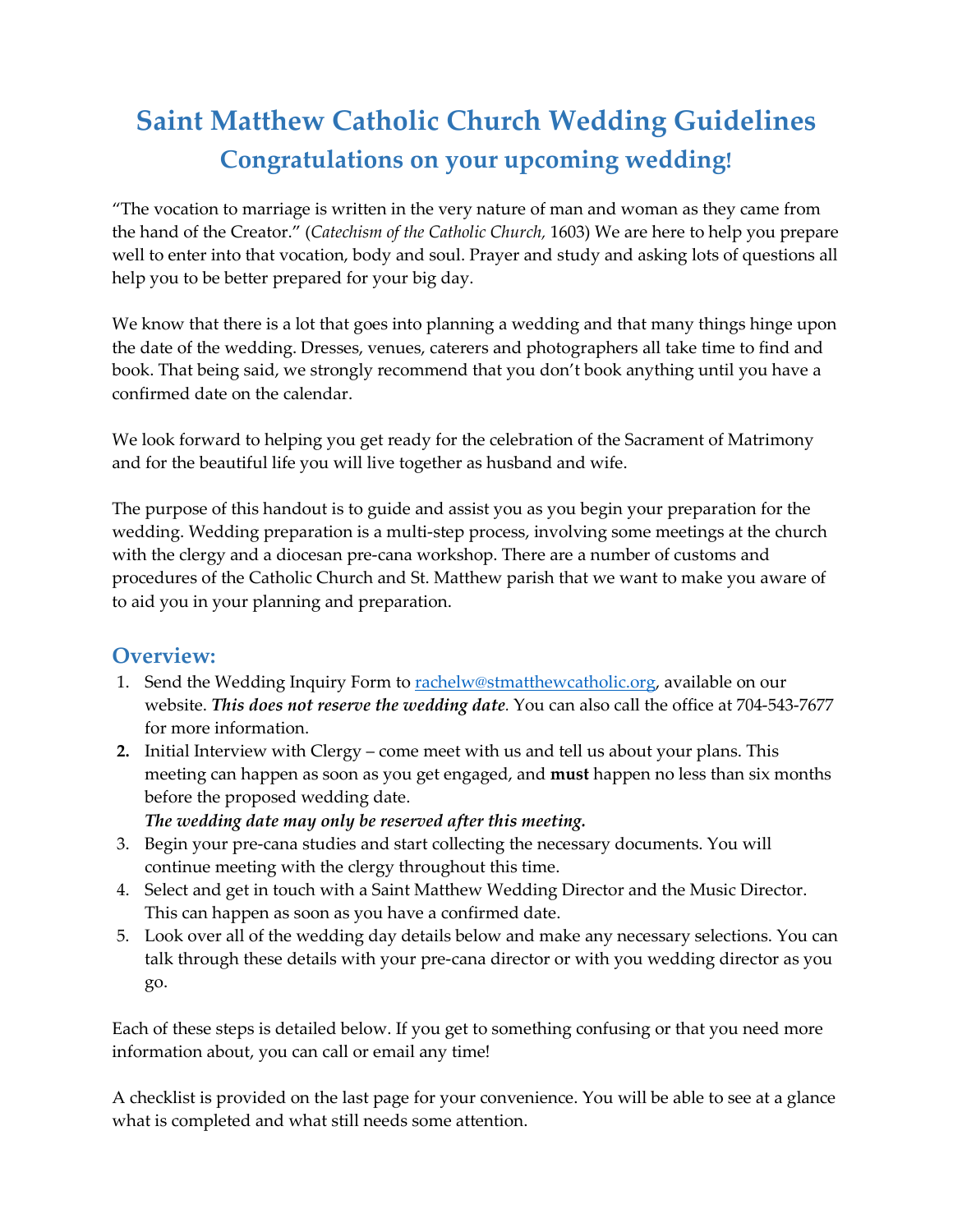# Saint Matthew Catholic Church Wedding Guidelines

## Congratulations on your upcoming wedding!

"The vocation to marriage is written in the very nature of man and woman as they came from the hand of the Creator." (*Catechism of the Catholic Church,* 1603) We are here to help you prepare well to enter into that vocation, body and soul. Prayer and study and asking lots of questions all help you to be better prepared for your big day.

We know that there is a lot that goes into planning a wedding and that many things hinge upon the date of the wedding. Dresses, venues, caterers and photographers all take time to find and book. That being said, we strongly recommend that you don't book anything until you have a confirmed date on the calendar.

We look forward to helping you get ready for the celebration of the Sacrament of Matrimony and for the beautiful life you will live together as husband and wife.

The purpose of this handout is to guide and assist you as you begin your preparation for the wedding. Wedding preparation is a multi-step process, involving some meetings at the church with the clergy and a diocesan pre-cana workshop. There are a number of customs and procedures of the Catholic Church and St. Matthew parish that we want to make you aware of to aid you in your planning and preparation.

### Overview:

1. Send the Wedding Inquiry Form to rachelw@stmatthewcatholic.org, available on our website. ***This does not reserve the wedding date.*** You can also call the office at 704-543-7677 for more information.
2. Initial Interview with Clergy – come meet with us and tell us about your plans. This meeting can happen as soon as you get engaged, and **must** happen no less than six months before the proposed wedding date.
   ***The wedding date may only be reserved after this meeting.***
3. Begin your pre-cana studies and start collecting the necessary documents. You will continue meeting with the clergy throughout this time.
4. Select and get in touch with a Saint Matthew Wedding Director and the Music Director. This can happen as soon as you have a confirmed date.
5. Look over all of the wedding day details below and make any necessary selections. You can talk through these details with your pre-cana director or with you wedding director as you go.

Each of these steps is detailed below. If you get to something confusing or that you need more information about, you can call or email any time!

A checklist is provided on the last page for your convenience. You will be able to see at a glance what is completed and what still needs some attention.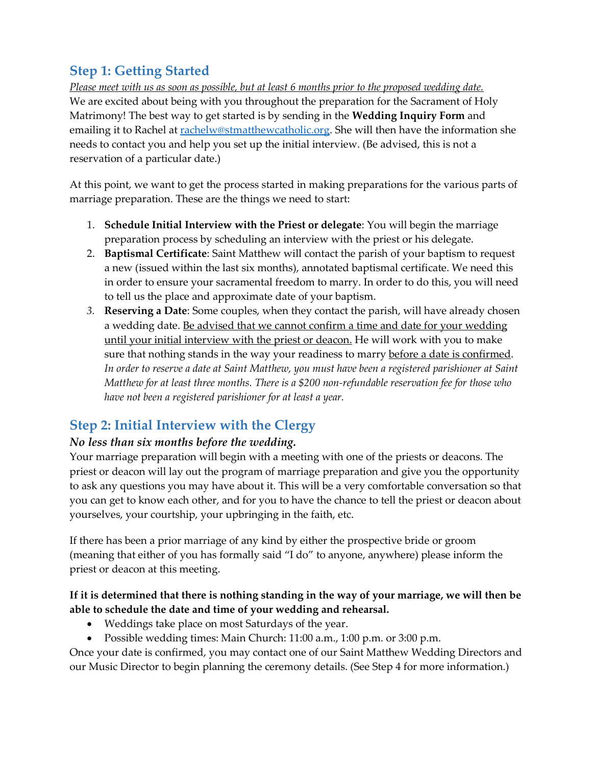## Step 1: Getting Started

*Please meet with us as soon as possible, but at least 6 months prior to the proposed wedding date.*

We are excited about being with you throughout the preparation for the Sacrament of Holy Matrimony! The best way to get started is by sending in the **Wedding Inquiry Form** and emailing it to Rachel at [rachelw@stmatthewcatholic.org](mailto:rachelw@stmatthewcatholic.org). She will then have the information she needs to contact you and help you set up the initial interview. (Be advised, this is not a reservation of a particular date.)

At this point, we want to get the process started in making preparations for the various parts of marriage preparation. These are the things we need to start:

1. **Schedule Initial Interview with the Priest or delegate**: You will begin the marriage preparation process by scheduling an interview with the priest or his delegate.
2. **Baptismal Certificate**: Saint Matthew will contact the parish of your baptism to request a new (issued within the last six months), annotated baptismal certificate. We need this in order to ensure your sacramental freedom to marry. In order to do this, you will need to tell us the place and approximate date of your baptism.
3. **Reserving a Date**: Some couples, when they contact the parish, will have already chosen a wedding date. Be advised that we cannot confirm a time and date for your wedding until your initial interview with the priest or deacon. He will work with you to make sure that nothing stands in the way your readiness to marry before a date is confirmed. *In order to reserve a date at Saint Matthew, you must have been a registered parishioner at Saint Matthew for at least three months. There is a $200 non-refundable reservation fee for those who have not been a registered parishioner for at least a year.*

## Step 2: Initial Interview with the Clergy

***No less than six months before the wedding.***

Your marriage preparation will begin with a meeting with one of the priests or deacons. The priest or deacon will lay out the program of marriage preparation and give you the opportunity to ask any questions you may have about it. This will be a very comfortable conversation so that you can get to know each other, and for you to have the chance to tell the priest or deacon about yourselves, your courtship, your upbringing in the faith, etc.

If there has been a prior marriage of any kind by either the prospective bride or groom (meaning that either of you has formally said "I do" to anyone, anywhere) please inform the priest or deacon at this meeting.

**If it is determined that there is nothing standing in the way of your marriage, we will then be able to schedule the date and time of your wedding and rehearsal.**

- Weddings take place on most Saturdays of the year.
- Possible wedding times: Main Church: 11:00 a.m., 1:00 p.m. or 3:00 p.m.

Once your date is confirmed, you may contact one of our Saint Matthew Wedding Directors and our Music Director to begin planning the ceremony details. (See Step 4 for more information.)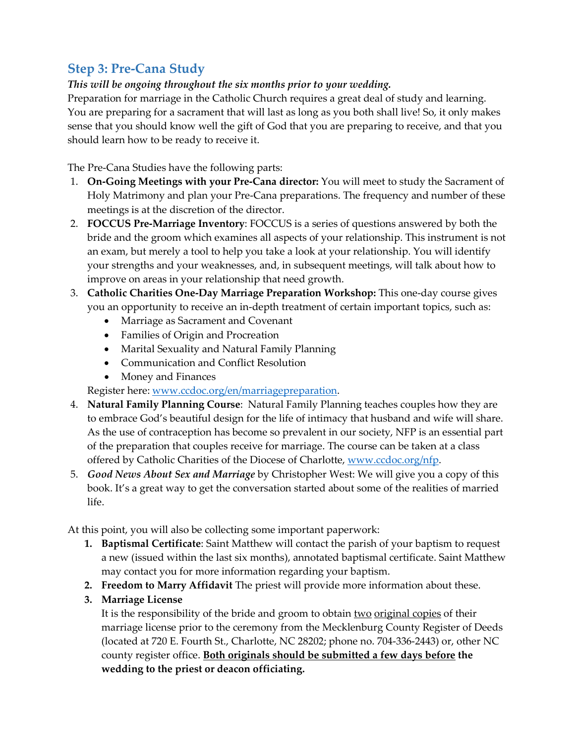## Step 3: Pre-Cana Study

***This will be ongoing throughout the six months prior to your wedding.***

Preparation for marriage in the Catholic Church requires a great deal of study and learning. You are preparing for a sacrament that will last as long as you both shall live! So, it only makes sense that you should know well the gift of God that you are preparing to receive, and that you should learn how to be ready to receive it.

The Pre-Cana Studies have the following parts:

1. **On-Going Meetings with your Pre-Cana director:** You will meet to study the Sacrament of Holy Matrimony and plan your Pre-Cana preparations. The frequency and number of these meetings is at the discretion of the director.
2. **FOCCUS Pre-Marriage Inventory**: FOCCUS is a series of questions answered by both the bride and the groom which examines all aspects of your relationship. This instrument is not an exam, but merely a tool to help you take a look at your relationship. You will identify your strengths and your weaknesses, and, in subsequent meetings, will talk about how to improve on areas in your relationship that need growth.
3. **Catholic Charities One-Day Marriage Preparation Workshop:** This one-day course gives you an opportunity to receive an in-depth treatment of certain important topics, such as:
   - Marriage as Sacrament and Covenant
   - Families of Origin and Procreation
   - Marital Sexuality and Natural Family Planning
   - Communication and Conflict Resolution
   - Money and Finances

   Register here: [www.ccdoc.org/en/marriagepreparation](www.ccdoc.org/en/marriagepreparation).
4. **Natural Family Planning Course**: Natural Family Planning teaches couples how they are to embrace God's beautiful design for the life of intimacy that husband and wife will share. As the use of contraception has become so prevalent in our society, NFP is an essential part of the preparation that couples receive for marriage. The course can be taken at a class offered by Catholic Charities of the Diocese of Charlotte, [www.ccdoc.org/nfp](www.ccdoc.org/nfp).
5. ***Good News About Sex and Marriage*** by Christopher West: We will give you a copy of this book. It's a great way to get the conversation started about some of the realities of married life.

At this point, you will also be collecting some important paperwork:

1. **Baptismal Certificate**: Saint Matthew will contact the parish of your baptism to request a new (issued within the last six months), annotated baptismal certificate. Saint Matthew may contact you for more information regarding your baptism.
2. **Freedom to Marry Affidavit** The priest will provide more information about these.
3. **Marriage License**

   It is the responsibility of the bride and groom to obtain <u>two</u> <u>original copies</u> of their marriage license prior to the ceremony from the Mecklenburg County Register of Deeds (located at 720 E. Fourth St., Charlotte, NC 28202; phone no. 704-336-2443) or, other NC county register office. **<u>Both originals should be submitted a few days before</u> the wedding to the priest or deacon officiating.**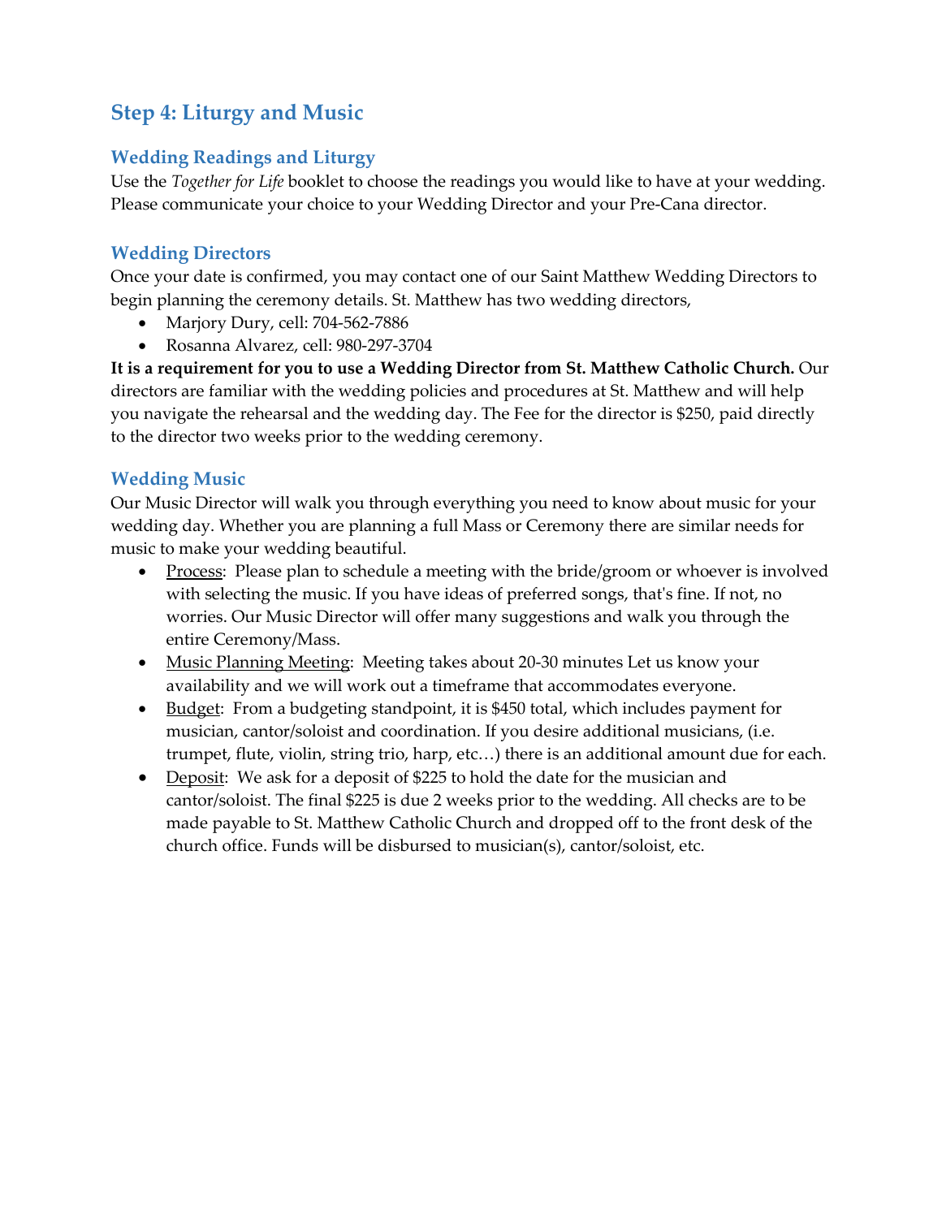## Step 4: Liturgy and Music

### Wedding Readings and Liturgy

Use the *Together for Life* booklet to choose the readings you would like to have at your wedding. Please communicate your choice to your Wedding Director and your Pre-Cana director.

### Wedding Directors

Once your date is confirmed, you may contact one of our Saint Matthew Wedding Directors to begin planning the ceremony details. St. Matthew has two wedding directors,

- Marjory Dury, cell: 704-562-7886
- Rosanna Alvarez, cell: 980-297-3704

**It is a requirement for you to use a Wedding Director from St. Matthew Catholic Church.** Our directors are familiar with the wedding policies and procedures at St. Matthew and will help you navigate the rehearsal and the wedding day. The Fee for the director is $250, paid directly to the director two weeks prior to the wedding ceremony.

### Wedding Music

Our Music Director will walk you through everything you need to know about music for your wedding day. Whether you are planning a full Mass or Ceremony there are similar needs for music to make your wedding beautiful.

- <u>Process</u>: Please plan to schedule a meeting with the bride/groom or whoever is involved with selecting the music. If you have ideas of preferred songs, that's fine. If not, no worries. Our Music Director will offer many suggestions and walk you through the entire Ceremony/Mass.
- <u>Music Planning Meeting</u>: Meeting takes about 20-30 minutes Let us know your availability and we will work out a timeframe that accommodates everyone.
- <u>Budget</u>: From a budgeting standpoint, it is $450 total, which includes payment for musician, cantor/soloist and coordination. If you desire additional musicians, (i.e. trumpet, flute, violin, string trio, harp, etc…) there is an additional amount due for each.
- <u>Deposit</u>: We ask for a deposit of $225 to hold the date for the musician and cantor/soloist. The final $225 is due 2 weeks prior to the wedding. All checks are to be made payable to St. Matthew Catholic Church and dropped off to the front desk of the church office. Funds will be disbursed to musician(s), cantor/soloist, etc.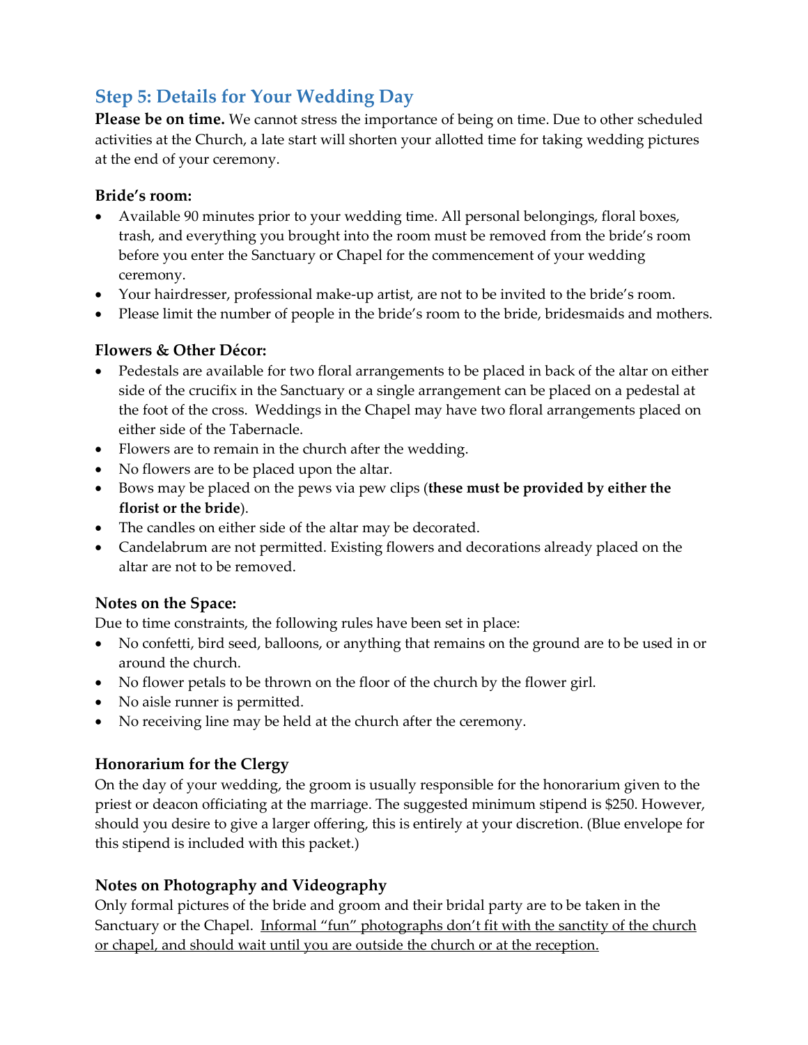## Step 5: Details for Your Wedding Day

**Please be on time.** We cannot stress the importance of being on time. Due to other scheduled activities at the Church, a late start will shorten your allotted time for taking wedding pictures at the end of your ceremony.

### Bride's room:

- Available 90 minutes prior to your wedding time. All personal belongings, floral boxes, trash, and everything you brought into the room must be removed from the bride's room before you enter the Sanctuary or Chapel for the commencement of your wedding ceremony.
- Your hairdresser, professional make-up artist, are not to be invited to the bride's room.
- Please limit the number of people in the bride's room to the bride, bridesmaids and mothers.

### Flowers & Other Décor:

- Pedestals are available for two floral arrangements to be placed in back of the altar on either side of the crucifix in the Sanctuary or a single arrangement can be placed on a pedestal at the foot of the cross. Weddings in the Chapel may have two floral arrangements placed on either side of the Tabernacle.
- Flowers are to remain in the church after the wedding.
- No flowers are to be placed upon the altar.
- Bows may be placed on the pews via pew clips (**these must be provided by either the florist or the bride**).
- The candles on either side of the altar may be decorated.
- Candelabrum are not permitted. Existing flowers and decorations already placed on the altar are not to be removed.

### Notes on the Space:

Due to time constraints, the following rules have been set in place:

- No confetti, bird seed, balloons, or anything that remains on the ground are to be used in or around the church.
- No flower petals to be thrown on the floor of the church by the flower girl.
- No aisle runner is permitted.
- No receiving line may be held at the church after the ceremony.

### Honorarium for the Clergy

On the day of your wedding, the groom is usually responsible for the honorarium given to the priest or deacon officiating at the marriage. The suggested minimum stipend is $250. However, should you desire to give a larger offering, this is entirely at your discretion. (Blue envelope for this stipend is included with this packet.)

### Notes on Photography and Videography

Only formal pictures of the bride and groom and their bridal party are to be taken in the Sanctuary or the Chapel. <u>Informal "fun" photographs don't fit with the sanctity of the church or chapel, and should wait until you are outside the church or at the reception.</u>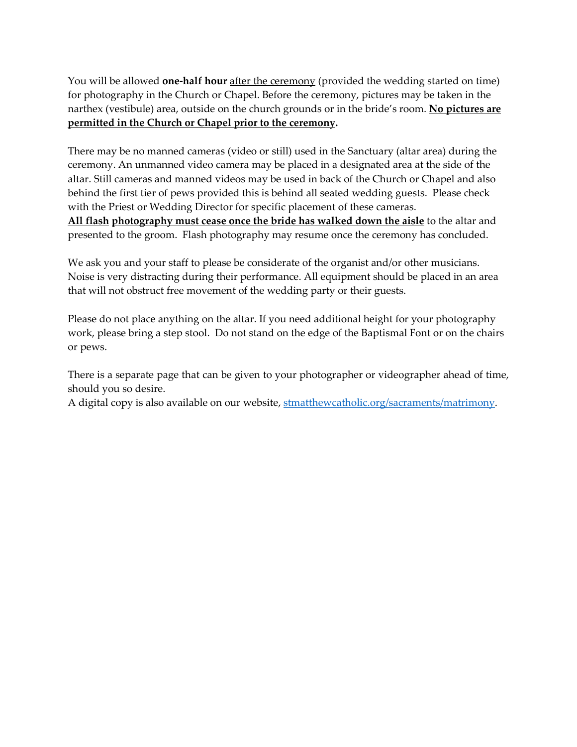You will be allowed **one-half hour** after the ceremony (provided the wedding started on time) for photography in the Church or Chapel. Before the ceremony, pictures may be taken in the narthex (vestibule) area, outside on the church grounds or in the bride's room. **No pictures are permitted in the Church or Chapel prior to the ceremony.**

There may be no manned cameras (video or still) used in the Sanctuary (altar area) during the ceremony. An unmanned video camera may be placed in a designated area at the side of the altar. Still cameras and manned videos may be used in back of the Church or Chapel and also behind the first tier of pews provided this is behind all seated wedding guests. Please check with the Priest or Wedding Director for specific placement of these cameras.
**All flash photography must cease once the bride has walked down the aisle** to the altar and presented to the groom. Flash photography may resume once the ceremony has concluded.

We ask you and your staff to please be considerate of the organist and/or other musicians. Noise is very distracting during their performance. All equipment should be placed in an area that will not obstruct free movement of the wedding party or their guests.

Please do not place anything on the altar. If you need additional height for your photography work, please bring a step stool. Do not stand on the edge of the Baptismal Font or on the chairs or pews.

There is a separate page that can be given to your photographer or videographer ahead of time, should you so desire.
A digital copy is also available on our website, [stmatthewcatholic.org/sacraments/matrimony](stmatthewcatholic.org/sacraments/matrimony).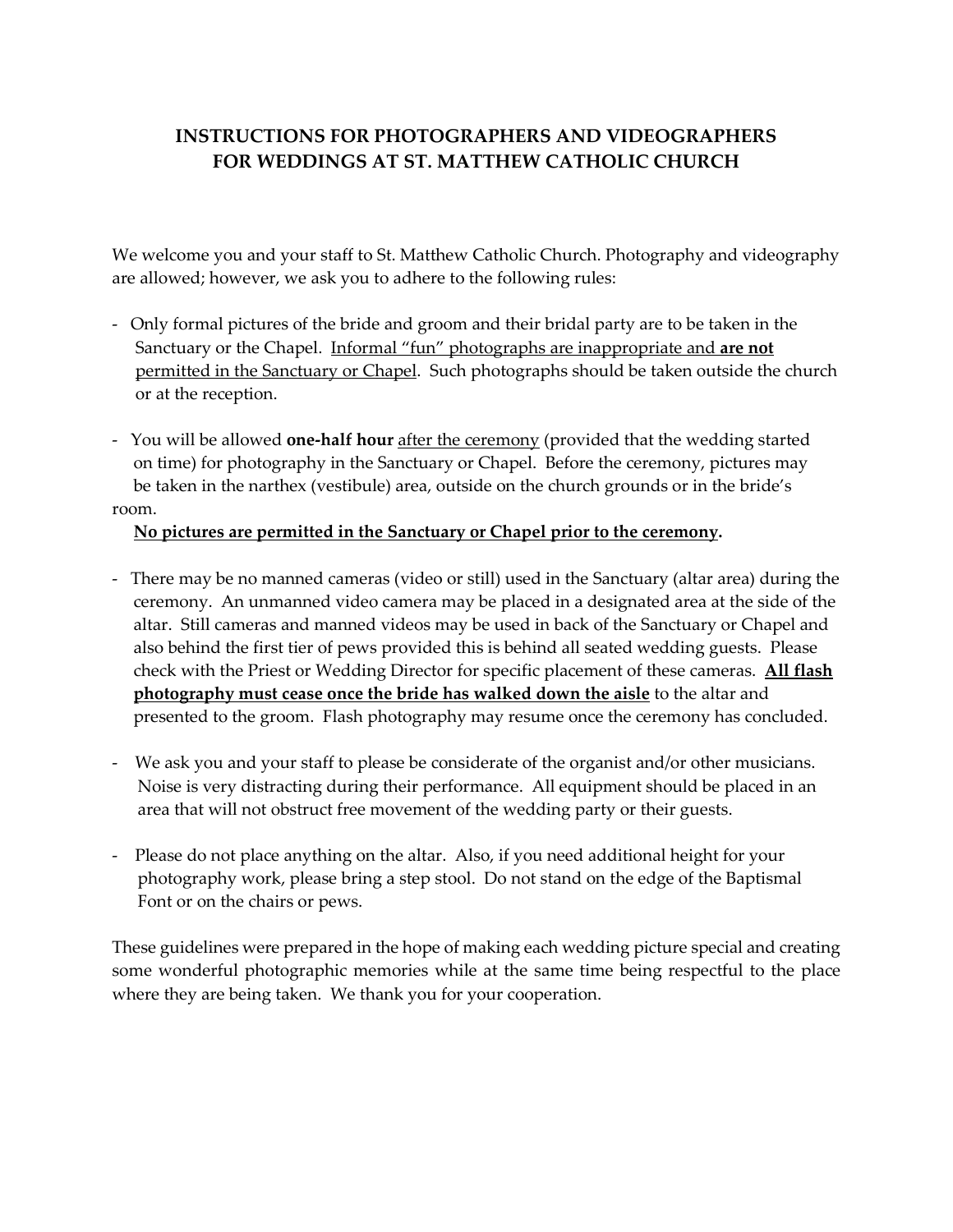## INSTRUCTIONS FOR PHOTOGRAPHERS AND VIDEOGRAPHERS FOR WEDDINGS AT ST. MATTHEW CATHOLIC CHURCH

We welcome you and your staff to St. Matthew Catholic Church. Photography and videography are allowed; however, we ask you to adhere to the following rules:

- Only formal pictures of the bride and groom and their bridal party are to be taken in the Sanctuary or the Chapel. Informal "fun" photographs are inappropriate and **are not** permitted in the Sanctuary or Chapel. Such photographs should be taken outside the church or at the reception.

- You will be allowed **one-half hour** after the ceremony (provided that the wedding started on time) for photography in the Sanctuary or Chapel. Before the ceremony, pictures may be taken in the narthex (vestibule) area, outside on the church grounds or in the bride's room.

  **No pictures are permitted in the Sanctuary or Chapel prior to the ceremony.**

- There may be no manned cameras (video or still) used in the Sanctuary (altar area) during the ceremony. An unmanned video camera may be placed in a designated area at the side of the altar. Still cameras and manned videos may be used in back of the Sanctuary or Chapel and also behind the first tier of pews provided this is behind all seated wedding guests. Please check with the Priest or Wedding Director for specific placement of these cameras. **All flash photography must cease once the bride has walked down the aisle** to the altar and presented to the groom. Flash photography may resume once the ceremony has concluded.

- We ask you and your staff to please be considerate of the organist and/or other musicians. Noise is very distracting during their performance. All equipment should be placed in an area that will not obstruct free movement of the wedding party or their guests.

- Please do not place anything on the altar. Also, if you need additional height for your photography work, please bring a step stool. Do not stand on the edge of the Baptismal Font or on the chairs or pews.

These guidelines were prepared in the hope of making each wedding picture special and creating some wonderful photographic memories while at the same time being respectful to the place where they are being taken. We thank you for your cooperation.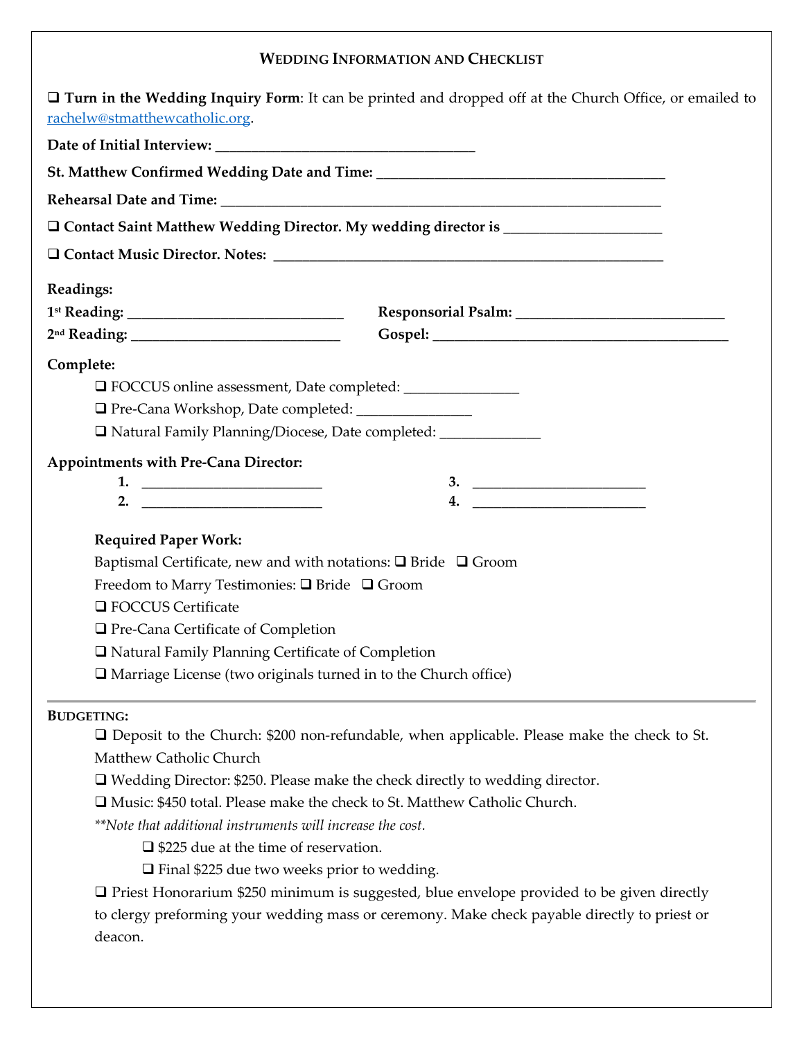## Wedding Information and Checklist

❑ **Turn in the Wedding Inquiry Form**: It can be printed and dropped off at the Church Office, or emailed to rachelw@stmatthewcatholic.org.

**Date of Initial Interview:** ___________________________________

**St. Matthew Confirmed Wedding Date and Time:** _______________________________________

**Rehearsal Date and Time:** ___________________________________________________________

❑ **Contact Saint Matthew Wedding Director. My wedding director is** _____________________

❑ **Contact Music Director. Notes:** _____________________________________________________

**Readings:**

**1st Reading:** ____________________________ **Responsorial Psalm:** ____________________________

**2nd Reading:** ___________________________ **Gospel:** _______________________________________

**Complete:**

- ❑ FOCCUS online assessment, Date completed: _______________
- ❑ Pre-Cana Workshop, Date completed: _______________
- ❑ Natural Family Planning/Diocese, Date completed: _____________

**Appointments with Pre-Cana Director:**

1. ________________________
2. ________________________
3. ________________________
4. ________________________

**Required Paper Work:**

Baptismal Certificate, new and with notations: ❑ Bride ❑ Groom

Freedom to Marry Testimonies: ❑ Bride ❑ Groom

- ❑ FOCCUS Certificate
- ❑ Pre-Cana Certificate of Completion
- ❑ Natural Family Planning Certificate of Completion
- ❑ Marriage License (two originals turned in to the Church office)

---

**Budgeting:**

- ❑ Deposit to the Church: $200 non-refundable, when applicable. Please make the check to St. Matthew Catholic Church
- ❑ Wedding Director: $250. Please make the check directly to wedding director.
- ❑ Music: $450 total. Please make the check to St. Matthew Catholic Church.

  *\*\*Note that additional instruments will increase the cost.*
  - ❑ $225 due at the time of reservation.
  - ❑ Final $225 due two weeks prior to wedding.
- ❑ Priest Honorarium $250 minimum is suggested, blue envelope provided to be given directly to clergy preforming your wedding mass or ceremony. Make check payable directly to priest or deacon.